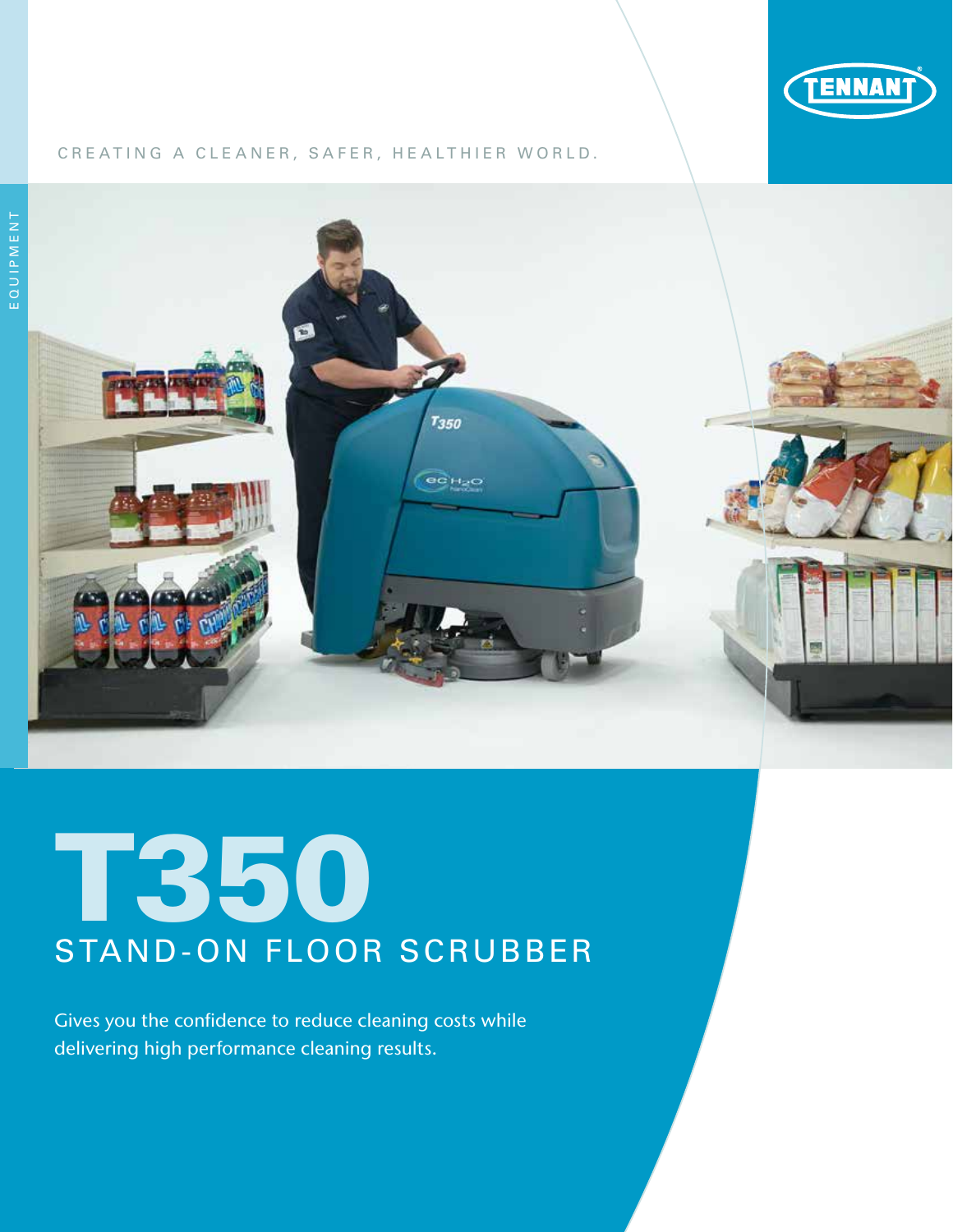TENNANT

CREATING A CLEANER, SAFER, HEALTHIER WORLD.

EQUIPMENT

# T350

## STAND-ON FLOOR SCRUBBER

Gives you the confidence to reduce cleaning costs while delivering high performance cleaning results.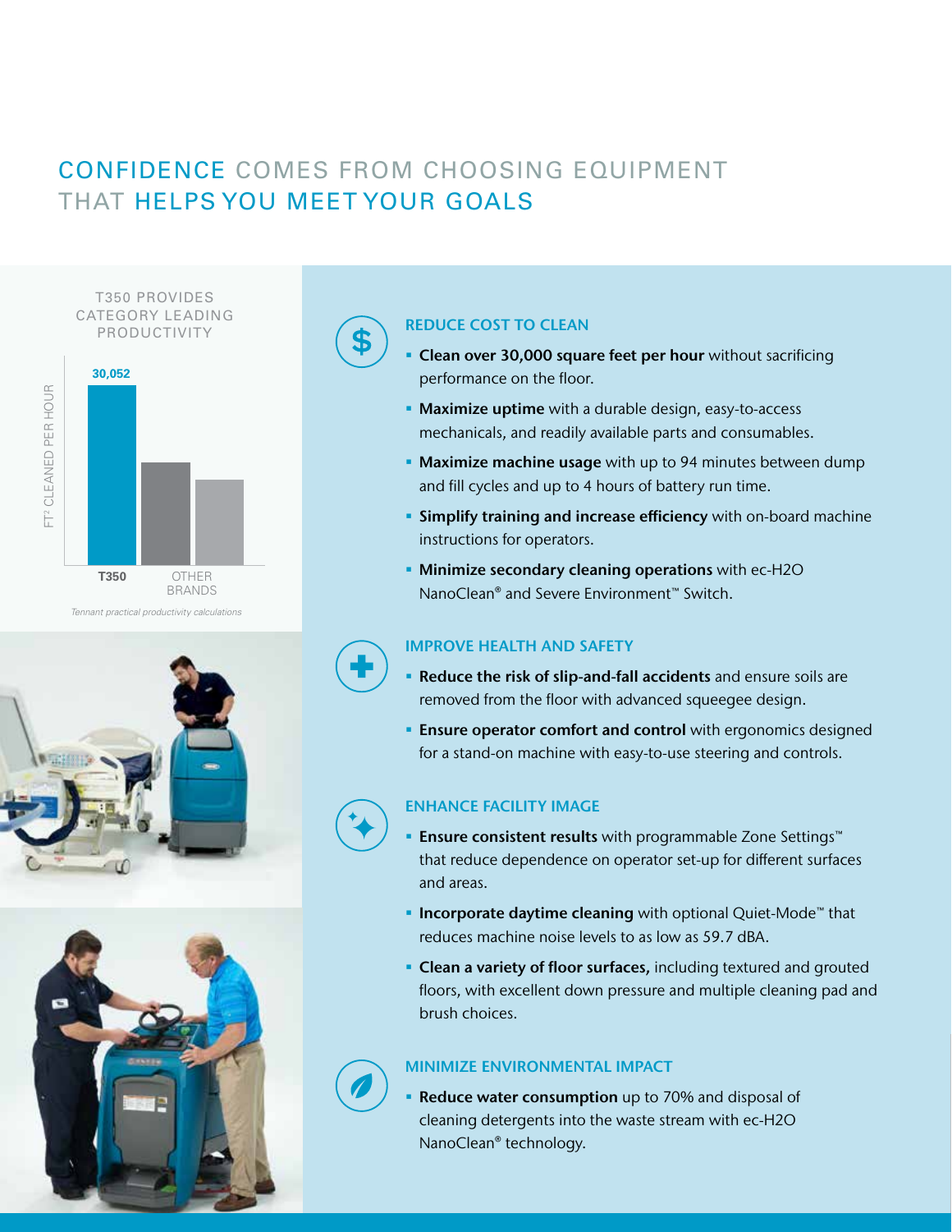# CONFIDENCE COMES FROM CHOOSING EQUIPMENT THAT HELPS YOU MEET YOUR GOALS

T350 PROVIDES CATEGORY LEADING PRODUCTIVITY

FT² CLEANED PER HOUR

30,052

T350 | OTHER BRANDS

*Tennant practical productivity calculations*

## REDUCE COST TO CLEAN

- **Clean over 30,000 square feet per hour** without sacrificing performance on the floor.
- **Maximize uptime** with a durable design, easy-to-access mechanicals, and readily available parts and consumables.
- **Maximize machine usage** with up to 94 minutes between dump and fill cycles and up to 4 hours of battery run time.
- **Simplify training and increase efficiency** with on-board machine instructions for operators.
- **Minimize secondary cleaning operations** with ec-H2O NanoClean® and Severe Environment™ Switch.

## IMPROVE HEALTH AND SAFETY

- **Reduce the risk of slip-and-fall accidents** and ensure soils are removed from the floor with advanced squeegee design.
- **Ensure operator comfort and control** with ergonomics designed for a stand-on machine with easy-to-use steering and controls.

## ENHANCE FACILITY IMAGE

- **Ensure consistent results** with programmable Zone Settings™ that reduce dependence on operator set-up for different surfaces and areas.
- **Incorporate daytime cleaning** with optional Quiet-Mode™ that reduces machine noise levels to as low as 59.7 dBA.
- **Clean a variety of floor surfaces,** including textured and grouted floors, with excellent down pressure and multiple cleaning pad and brush choices.

## MINIMIZE ENVIRONMENTAL IMPACT

- **Reduce water consumption** up to 70% and disposal of cleaning detergents into the waste stream with ec-H2O NanoClean® technology.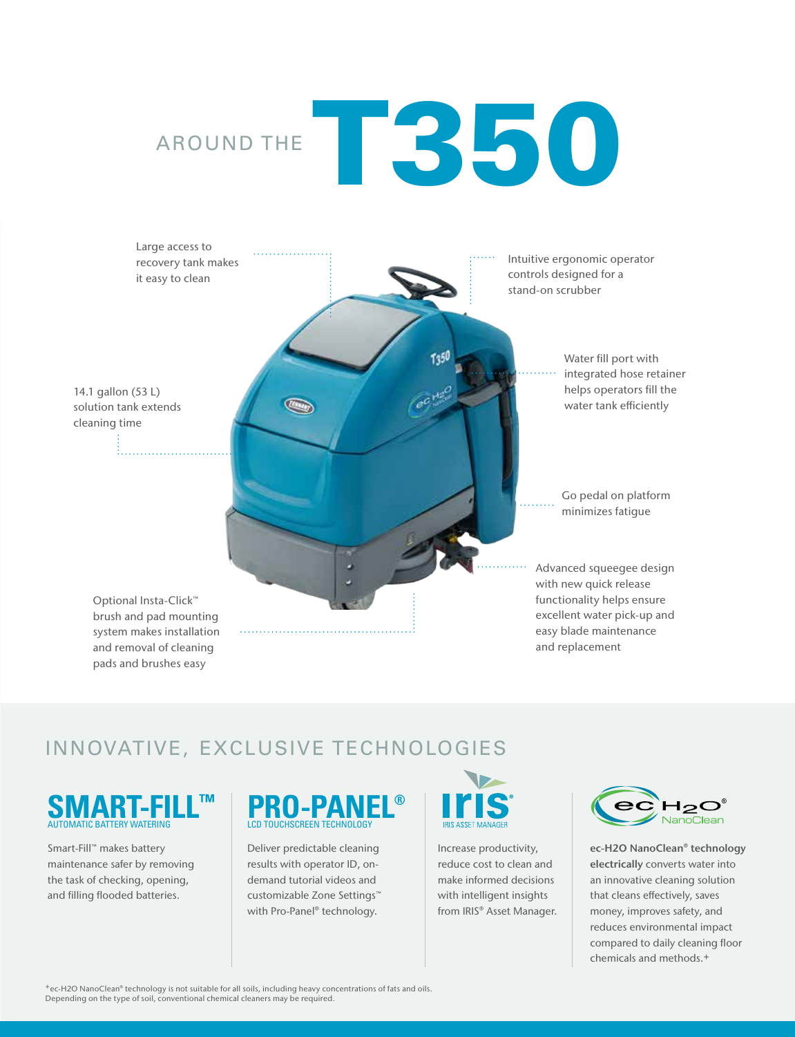# AROUND THE T350

Large access to recovery tank makes it easy to clean

Intuitive ergonomic operator controls designed for a stand-on scrubber

Water fill port with integrated hose retainer helps operators fill the water tank efficiently

14.1 gallon (53 L) solution tank extends cleaning time

Go pedal on platform minimizes fatigue

Advanced squeegee design with new quick release functionality helps ensure excellent water pick-up and easy blade maintenance and replacement

Optional Insta-Click™ brush and pad mounting system makes installation and removal of cleaning pads and brushes easy

## INNOVATIVE, EXCLUSIVE TECHNOLOGIES

### SMART-FILL™
AUTOMATIC BATTERY WATERING

Smart-Fill™ makes battery maintenance safer by removing the task of checking, opening, and filling flooded batteries.

### PRO-PANEL®
LCD TOUCHSCREEN TECHNOLOGY

Deliver predictable cleaning results with operator ID, on-demand tutorial videos and customizable Zone Settings™ with Pro-Panel® technology.

### IRIS®
IRIS ASSET MANAGER

Increase productivity, reduce cost to clean and make informed decisions with intelligent insights from IRIS® Asset Manager.

### ec-H2O® NanoClean

**ec-H2O NanoClean® technology electrically** converts water into an innovative cleaning solution that cleans effectively, saves money, improves safety, and reduces environmental impact compared to daily cleaning floor chemicals and methods.+

+ec-H2O NanoClean® technology is not suitable for all soils, including heavy concentrations of fats and oils. Depending on the type of soil, conventional chemical cleaners may be required.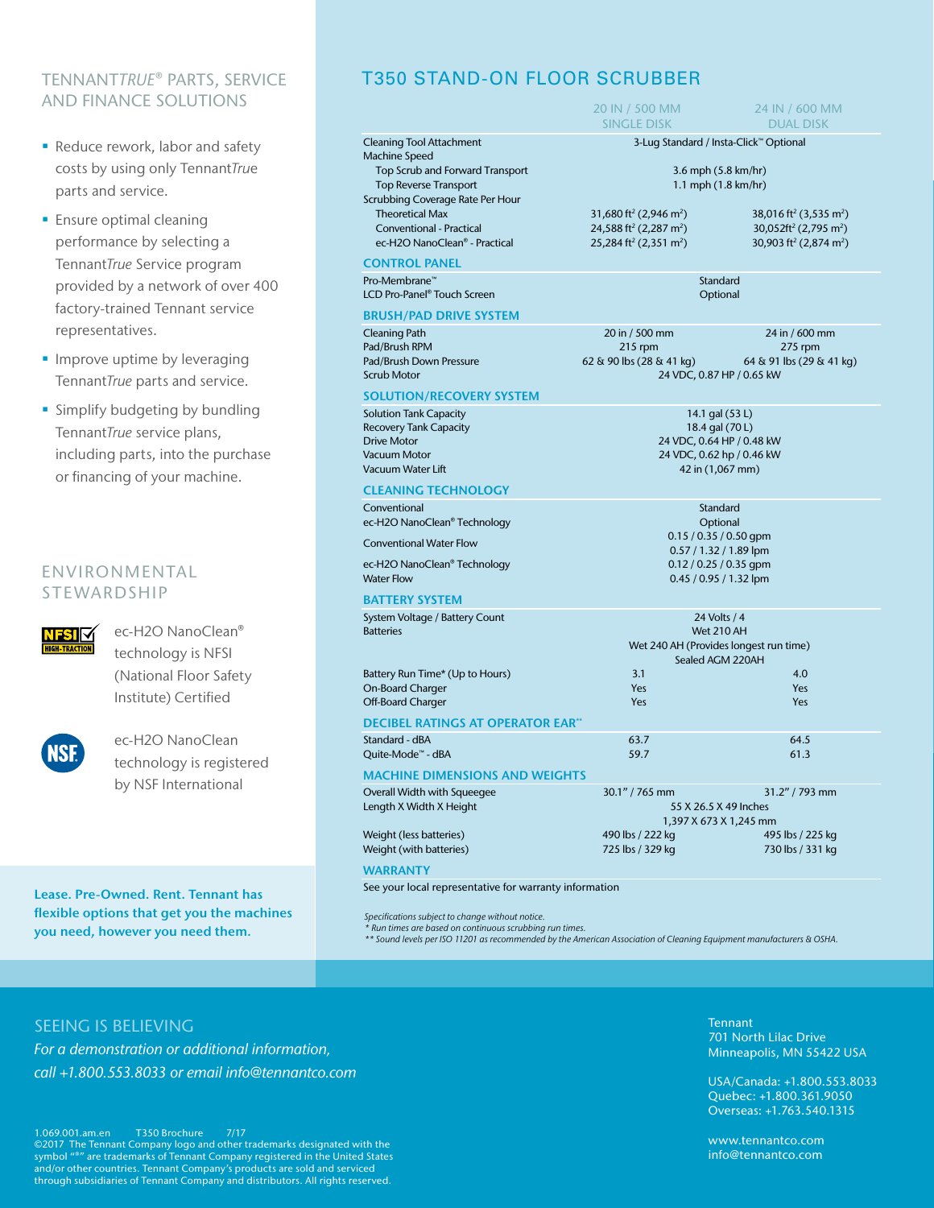## TENNANT*TRUE*® PARTS, SERVICE AND FINANCE SOLUTIONS

- Reduce rework, labor and safety costs by using only Tennant*True* parts and service.
- Ensure optimal cleaning performance by selecting a Tennant*True* Service program provided by a network of over 400 factory-trained Tennant service representatives.
- Improve uptime by leveraging Tennant*True* parts and service.
- Simplify budgeting by bundling Tennant*True* service plans, including parts, into the purchase or financing of your machine.

## ENVIRONMENTAL STEWARDSHIP

ec-H2O NanoClean® technology is NFSI (National Floor Safety Institute) Certified

ec-H2O NanoClean technology is registered by NSF International

**Lease. Pre-Owned. Rent. Tennant has flexible options that get you the machines you need, however you need them.**

# T350 STAND-ON FLOOR SCRUBBER

| | 20 IN / 500 MM SINGLE DISK | 24 IN / 600 MM DUAL DISK |
|---|---|---|
| Cleaning Tool Attachment | 3-Lug Standard / Insta-Click™ Optional | |
| Machine Speed | | |
| Top Scrub and Forward Transport | 3.6 mph (5.8 km/hr) | |
| Top Reverse Transport | 1.1 mph (1.8 km/hr) | |
| Scrubbing Coverage Rate Per Hour | | |
| Theoretical Max | 31,680 ft² (2,946 m²) | 38,016 ft² (3,535 m²) |
| Conventional - Practical | 24,588 ft² (2,287 m²) | 30,052ft² (2,795 m²) |
| ec-H2O NanoClean® - Practical | 25,284 ft² (2,351 m²) | 30,903 ft² (2,874 m²) |
| **CONTROL PANEL** | | |
| Pro-Membrane™ | Standard | |
| LCD Pro-Panel® Touch Screen | Optional | |
| **BRUSH/PAD DRIVE SYSTEM** | | |
| Cleaning Path | 20 in / 500 mm | 24 in / 600 mm |
| Pad/Brush RPM | 215 rpm | 275 rpm |
| Pad/Brush Down Pressure | 62 & 90 lbs (28 & 41 kg) | 64 & 91 lbs (29 & 41 kg) |
| Scrub Motor | 24 VDC, 0.87 HP / 0.65 kW | |
| **SOLUTION/RECOVERY SYSTEM** | | |
| Solution Tank Capacity | 14.1 gal (53 L) | |
| Recovery Tank Capacity | 18.4 gal (70 L) | |
| Drive Motor | 24 VDC, 0.64 HP / 0.48 kW | |
| Vacuum Motor | 24 VDC, 0.62 hp / 0.46 kW | |
| Vacuum Water Lift | 42 in (1,067 mm) | |
| **CLEANING TECHNOLOGY** | | |
| Conventional | Standard | |
| ec-H2O NanoClean® Technology | Optional | |
| Conventional Water Flow | 0.15 / 0.35 / 0.50 gpm<br>0.57 / 1.32 / 1.89 lpm | |
| ec-H2O NanoClean® Technology Water Flow | 0.12 / 0.25 / 0.35 gpm<br>0.45 / 0.95 / 1.32 lpm | |
| **BATTERY SYSTEM** | | |
| System Voltage / Battery Count | 24 Volts / 4 | |
| Batteries | Wet 210 AH<br>Wet 240 AH (Provides longest run time)<br>Sealed AGM 220AH | |
| Battery Run Time* (Up to Hours) | 3.1 | 4.0 |
| On-Board Charger | Yes | Yes |
| Off-Board Charger | Yes | Yes |
| **DECIBEL RATINGS AT OPERATOR EAR\*\*** | | |
| Standard - dBA | 63.7 | 64.5 |
| Quite-Mode™ - dBA | 59.7 | 61.3 |
| **MACHINE DIMENSIONS AND WEIGHTS** | | |
| Overall Width with Squeegee | 30.1" / 765 mm | 31.2" / 793 mm |
| Length X Width X Height | 55 X 26.5 X 49 Inches<br>1,397 X 673 X 1,245 mm | |
| Weight (less batteries) | 490 lbs / 222 kg | 495 lbs / 225 kg |
| Weight (with batteries) | 725 lbs / 329 kg | 730 lbs / 331 kg |
| **WARRANTY** | | |
| See your local representative for warranty information | | |

*Specifications subject to change without notice.*
*\* Run times are based on continuous scrubbing run times.*
*\*\* Sound levels per ISO 11201 as recommended by the American Association of Cleaning Equipment manufacturers & OSHA.*

## SEEING IS BELIEVING

*For a demonstration or additional information, call +1.800.553.8033 or email info@tennantco.com*

Tennant
701 North Lilac Drive
Minneapolis, MN 55422 USA

USA/Canada: +1.800.553.8033
Quebec: +1.800.361.9050
Overseas: +1.763.540.1315

www.tennantco.com
info@tennantco.com

1.069.001.am.en T350 Brochure 7/17
©2017 The Tennant Company logo and other trademarks designated with the symbol "®" are trademarks of Tennant Company registered in the United States and/or other countries. Tennant Company's products are sold and serviced through subsidiaries of Tennant Company and distributors. All rights reserved.